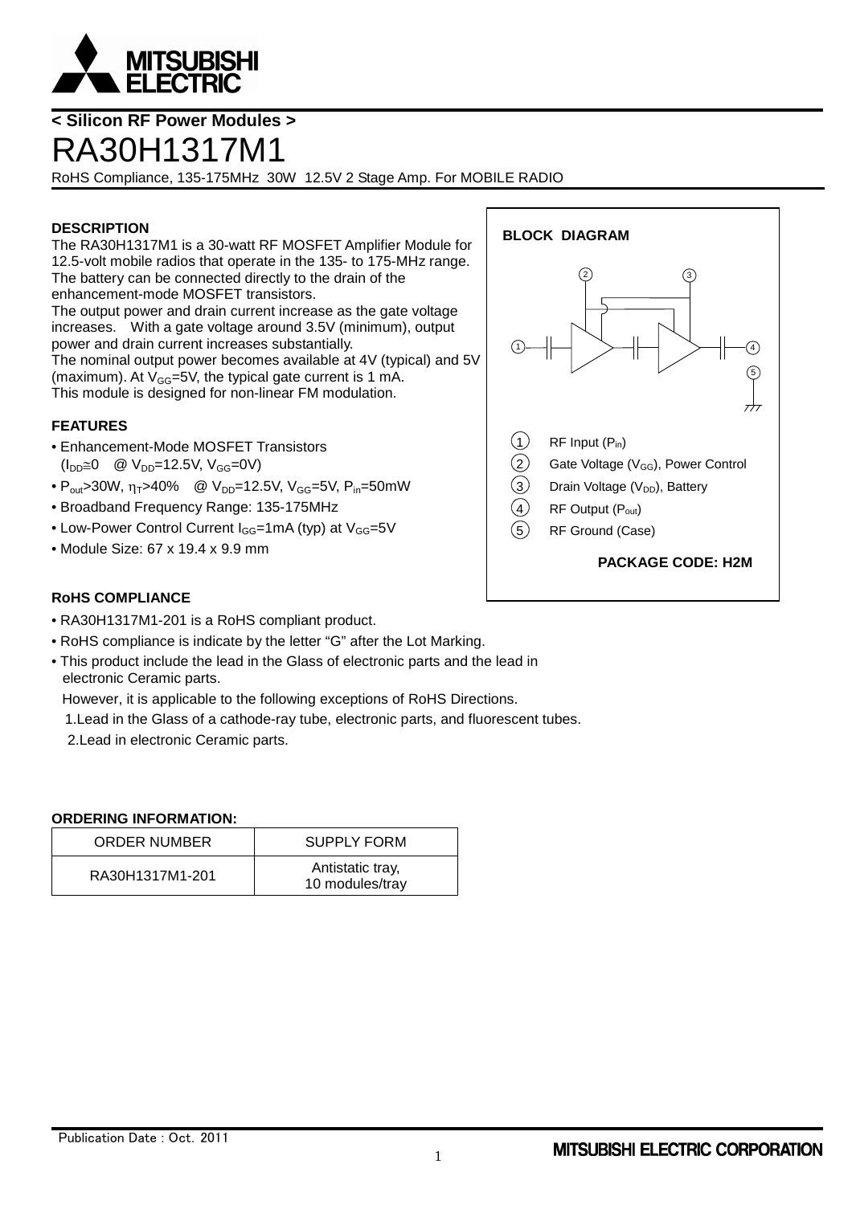< Silicon RF Power Modules >

# RA30H1317M1

RoHS Compliance, 135-175MHz 30W 12.5V 2 Stage Amp. For MOBILE RADIO

## DESCRIPTION

The RA30H1317M1 is a 30-watt RF MOSFET Amplifier Module for 12.5-volt mobile radios that operate in the 135- to 175-MHz range. The battery can be connected directly to the drain of the enhancement-mode MOSFET transistors.

The output power and drain current increase as the gate voltage increases. With a gate voltage around 3.5V (minimum), output power and drain current increases substantially.

The nominal output power becomes available at 4V (typical) and 5V (maximum). At $V_{GG}$=5V, the typical gate current is 1 mA.

This module is designed for non-linear FM modulation.

## FEATURES

- Enhancement-Mode MOSFET Transistors ($I_{DD} \cong 0$ @ $V_{DD}$=12.5V, $V_{GG}$=0V)
- $P_{out}$>30W, $\eta_T$>40% @ $V_{DD}$=12.5V, $V_{GG}$=5V, $P_{in}$=50mW
- Broadband Frequency Range: 135-175MHz
- Low-Power Control Current $I_{GG}$=1mA (typ) at $V_{GG}$=5V
- Module Size: 67 x 19.4 x 9.9 mm

## BLOCK DIAGRAM

1. RF Input ($P_{in}$)
2. Gate Voltage ($V_{GG}$), Power Control
3. Drain Voltage ($V_{DD}$), Battery
4. RF Output ($P_{out}$)
5. RF Ground (Case)

**PACKAGE CODE: H2M**

## RoHS COMPLIANCE

- RA30H1317M1-201 is a RoHS compliant product.
- RoHS compliance is indicate by the letter "G" after the Lot Marking.
- This product include the lead in the Glass of electronic parts and the lead in electronic Ceramic parts.

  However, it is applicable to the following exceptions of RoHS Directions.

  1. Lead in the Glass of a cathode-ray tube, electronic parts, and fluorescent tubes.
  2. Lead in electronic Ceramic parts.

## ORDERING INFORMATION:

| ORDER NUMBER | SUPPLY FORM |
| --- | --- |
| RA30H1317M1-201 | Antistatic tray, 10 modules/tray |

Publication Date : Oct. 2011

MITSUBISHI ELECTRIC CORPORATION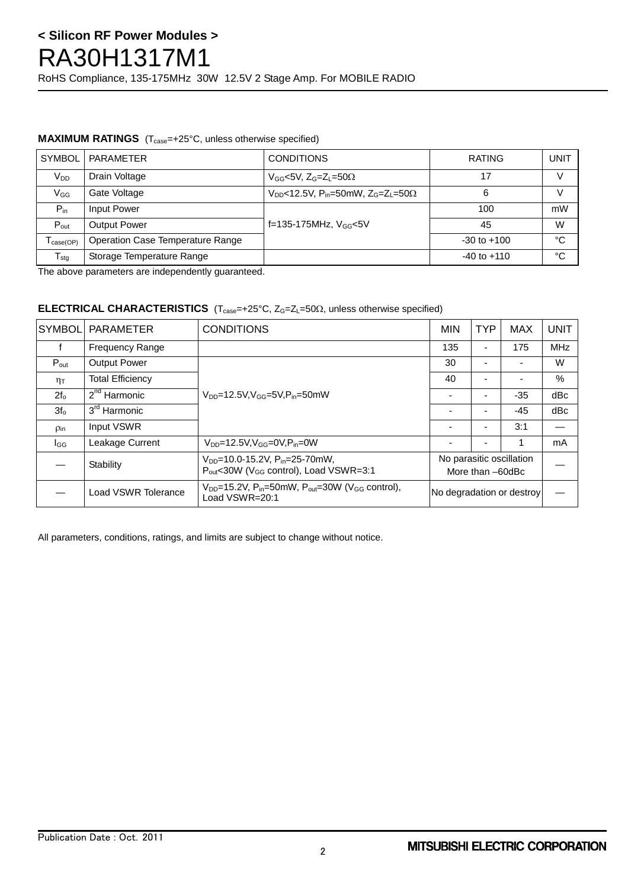## MAXIMUM RATINGS ($T_{case}$=+25°C, unless otherwise specified)

| SYMBOL | PARAMETER | CONDITIONS | RATING | UNIT |
|---|---|---|---|---|
| $V_{DD}$ | Drain Voltage | $V_{GG}$<5V, $Z_G$=$Z_L$=50Ω | 17 | V |
| $V_{GG}$ | Gate Voltage | $V_{DD}$<12.5V, $P_{in}$=50mW, $Z_G$=$Z_L$=50Ω | 6 | V |
| $P_{in}$ | Input Power | f=135-175MHz, $V_{GG}$<5V | 100 | mW |
| $P_{out}$ | Output Power | | 45 | W |
| $T_{case(OP)}$ | Operation Case Temperature Range | | -30 to +100 | °C |
| $T_{stg}$ | Storage Temperature Range | | -40 to +110 | °C |

The above parameters are independently guaranteed.

## ELECTRICAL CHARACTERISTICS ($T_{case}$=+25°C, $Z_G$=$Z_L$=50Ω, unless otherwise specified)

| SYMBOL | PARAMETER | CONDITIONS | MIN | TYP | MAX | UNIT |
|---|---|---|---|---|---|---|
| f | Frequency Range | | 135 | - | 175 | MHz |
| $P_{out}$ | Output Power | $V_{DD}$=12.5V, $V_{GG}$=5V, $P_{in}$=50mW | 30 | - | - | W |
| $\eta_T$ | Total Efficiency | | 40 | - | - | % |
| $2f_o$ | 2nd Harmonic | | - | - | -35 | dBc |
| $3f_o$ | 3rd Harmonic | | - | - | -45 | dBc |
| $\rho_{in}$ | Input VSWR | | - | - | 3:1 | — |
| $I_{GG}$ | Leakage Current | $V_{DD}$=12.5V, $V_{GG}$=0V, $P_{in}$=0W | - | - | 1 | mA |
| — | Stability | $V_{DD}$=10.0-15.2V, $P_{in}$=25-70mW, $P_{out}$<30W ($V_{GG}$ control), Load VSWR=3:1 | No parasitic oscillation More than –60dBc | | | — |
| — | Load VSWR Tolerance | $V_{DD}$=15.2V, $P_{in}$=50mW, $P_{out}$=30W ($V_{GG}$ control), Load VSWR=20:1 | No degradation or destroy | | | — |

All parameters, conditions, ratings, and limits are subject to change without notice.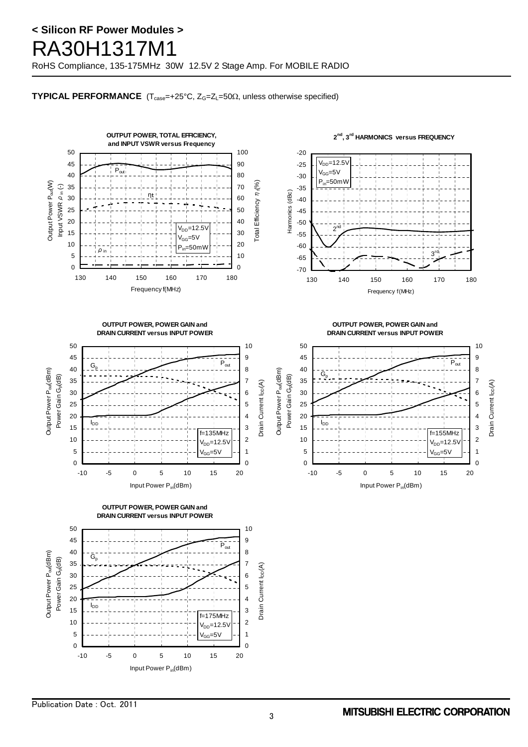## TYPICAL PERFORMANCE ($T_{case}$=+25°C, $Z_G$=$Z_L$=50Ω, unless otherwise specified)

**OUTPUT POWER, TOTAL EFFICIENCY, and INPUT VSWR versus Frequency**

$V_{DD}$=12.5V
$V_{GG}$=5V
$P_{in}$=50mW

**2nd, 3rd HARMONICS versus FREQUENCY**

$V_{DD}$=12.5V
$V_{GG}$=5V
$P_{in}$=50mW

**OUTPUT POWER, POWER GAIN and DRAIN CURRENT versus INPUT POWER**

f=135MHz
$V_{DD}$=12.5V
$V_{GG}$=5V

**OUTPUT POWER, POWER GAIN and DRAIN CURRENT versus INPUT POWER**

f=155MHz
$V_{DD}$=12.5V
$V_{GG}$=5V

**OUTPUT POWER, POWER GAIN and DRAIN CURRENT versus INPUT POWER**

f=175MHz
$V_{DD}$=12.5V
$V_{GG}$=5V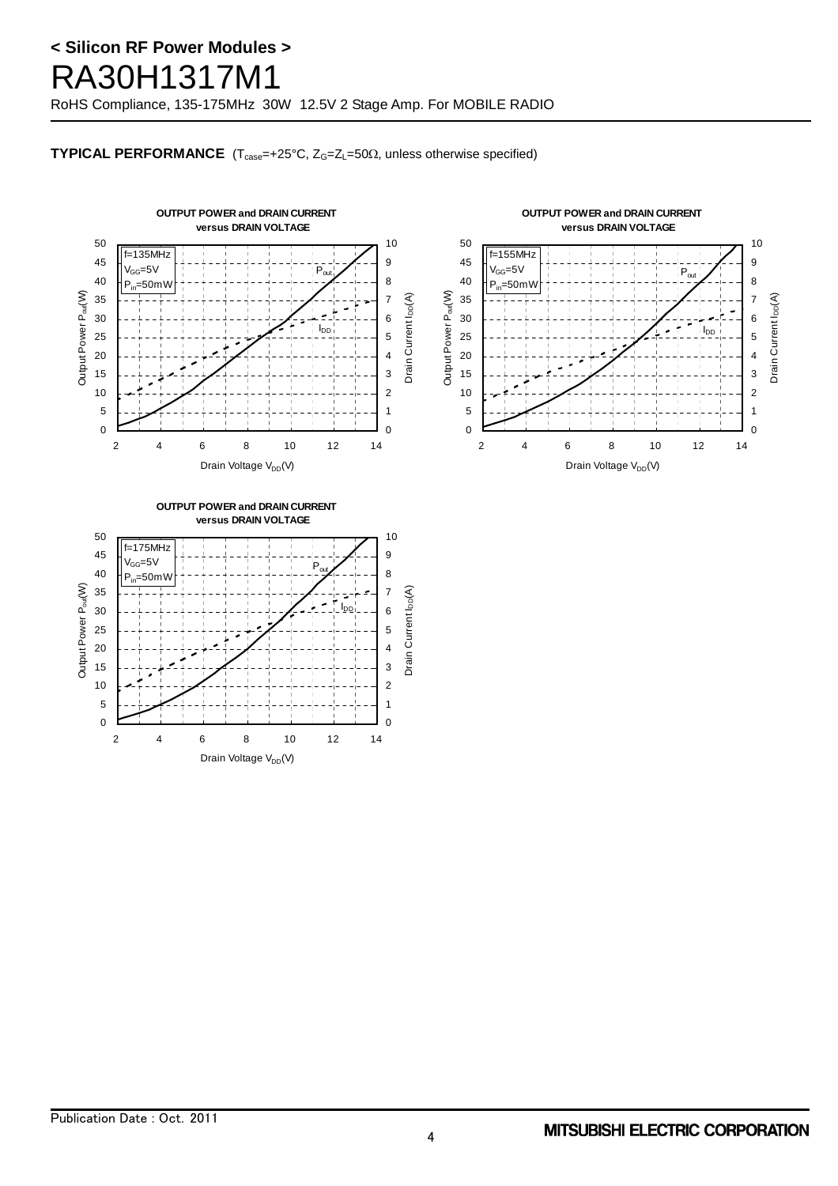**TYPICAL PERFORMANCE** ($T_{case}$=+25°C, $Z_G$=$Z_L$=50Ω, unless otherwise specified)

**OUTPUT POWER and DRAIN CURRENT versus DRAIN VOLTAGE**

f=135MHz
$V_{GG}$=5V
$P_{in}$=50mW

Axes: Output Power $P_{out}$(W) (0–50); Drain Current $I_{DD}$(A) (0–10); Drain Voltage $V_{DD}$(V) (2–14)

Curves: $P_{out}$, $I_{DD}$

**OUTPUT POWER and DRAIN CURRENT versus DRAIN VOLTAGE**

f=155MHz
$V_{GG}$=5V
$P_{in}$=50mW

Axes: Output Power $P_{out}$(W) (0–50); Drain Current $I_{DD}$(A) (0–10); Drain Voltage $V_{DD}$(V) (2–14)

Curves: $P_{out}$, $I_{DD}$

**OUTPUT POWER and DRAIN CURRENT versus DRAIN VOLTAGE**

f=175MHz
$V_{GG}$=5V
$P_{in}$=50mW

Axes: Output Power $P_{out}$(W) (0–50); Drain Current $I_{DD}$(A) (0–10); Drain Voltage $V_{DD}$(V) (2–14)

Curves: $P_{out}$, $I_{DD}$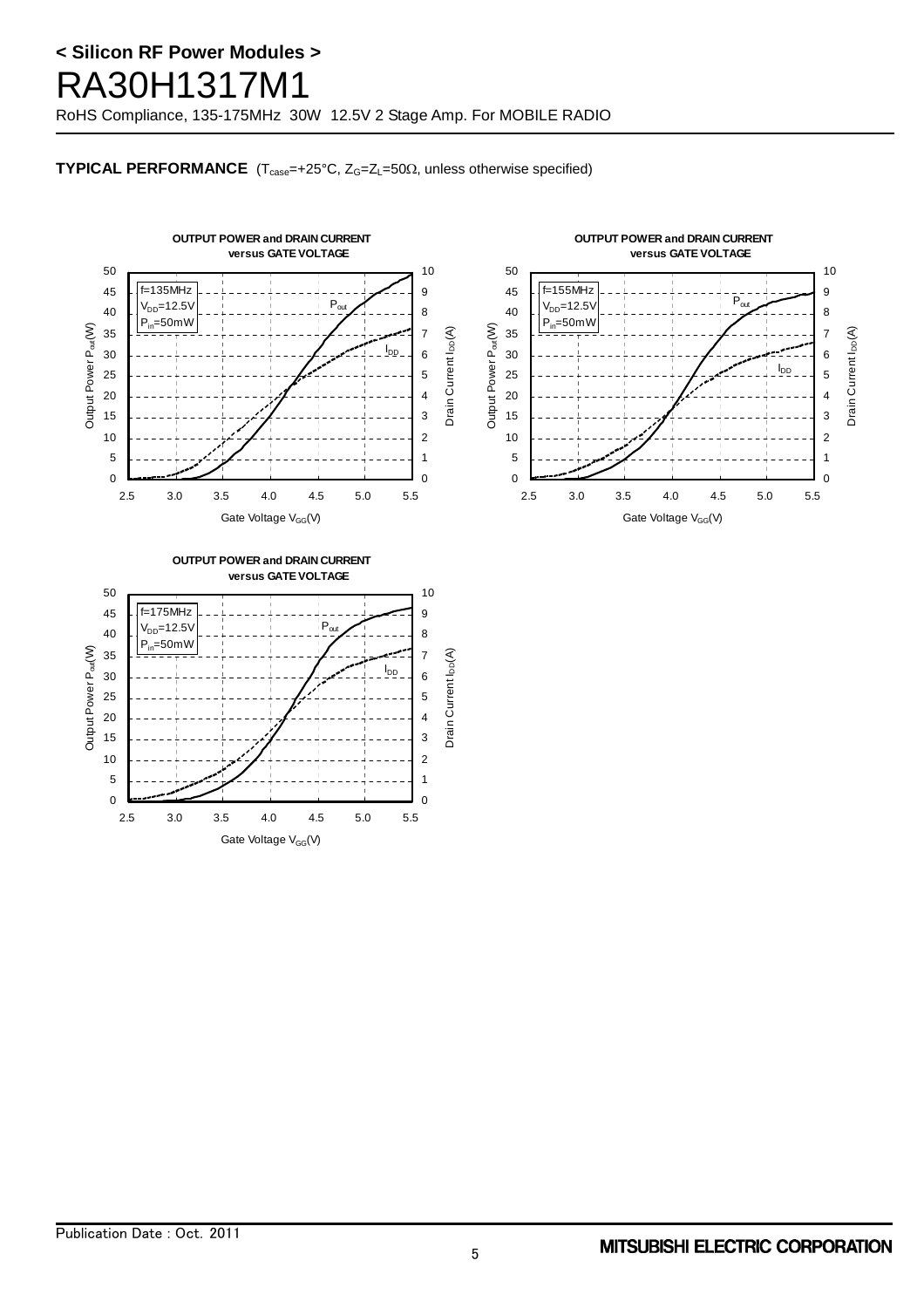## TYPICAL PERFORMANCE

($T_{case}$=+25°C, $Z_G$=$Z_L$=50Ω, unless otherwise specified)

**OUTPUT POWER and DRAIN CURRENT versus GATE VOLTAGE**

f=135MHz
$V_{DD}$=12.5V
$P_{in}$=50mW

Output Power $P_{out}$(W): 0, 5, 10, 15, 20, 25, 30, 35, 40, 45, 50
Drain Current $I_{DD}$(A): 0, 1, 2, 3, 4, 5, 6, 7, 8, 9, 10
Gate Voltage $V_{GG}$(V): 2.5, 3.0, 3.5, 4.0, 4.5, 5.0, 5.5
Curves: $P_{out}$, $I_{DD}$

**OUTPUT POWER and DRAIN CURRENT versus GATE VOLTAGE**

f=155MHz
$V_{DD}$=12.5V
$P_{in}$=50mW

Output Power $P_{out}$(W): 0, 5, 10, 15, 20, 25, 30, 35, 40, 45, 50
Drain Current $I_{DD}$(A): 0, 1, 2, 3, 4, 5, 6, 7, 8, 9, 10
Gate Voltage $V_{GG}$(V): 2.5, 3.0, 3.5, 4.0, 4.5, 5.0, 5.5
Curves: $P_{out}$, $I_{DD}$

**OUTPUT POWER and DRAIN CURRENT versus GATE VOLTAGE**

f=175MHz
$V_{DD}$=12.5V
$P_{in}$=50mW

Output Power $P_{out}$(W): 0, 5, 10, 15, 20, 25, 30, 35, 40, 45, 50
Drain Current $I_{DD}$(A): 0, 1, 2, 3, 4, 5, 6, 7, 8, 9, 10
Gate Voltage $V_{GG}$(V): 2.5, 3.0, 3.5, 4.0, 4.5, 5.0, 5.5
Curves: $P_{out}$, $I_{DD}$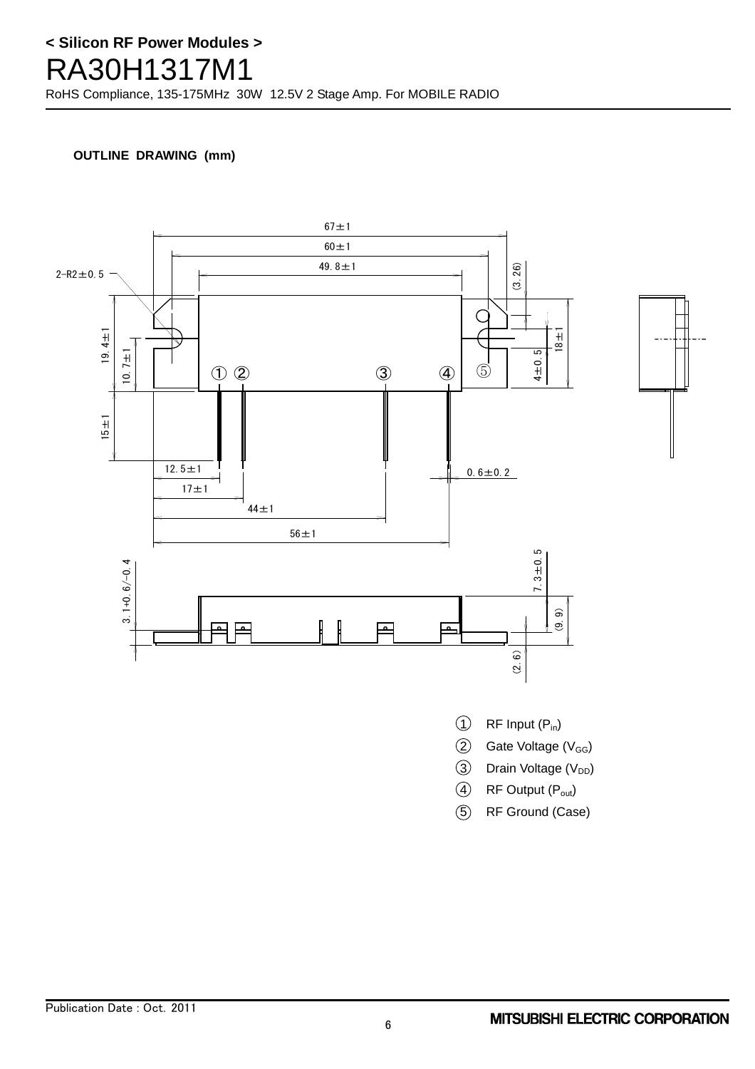**OUTLINE DRAWING (mm)**

① RF Input ($P_{in}$)

② Gate Voltage ($V_{GG}$)

③ Drain Voltage ($V_{DD}$)

④ RF Output ($P_{out}$)

⑤ RF Ground (Case)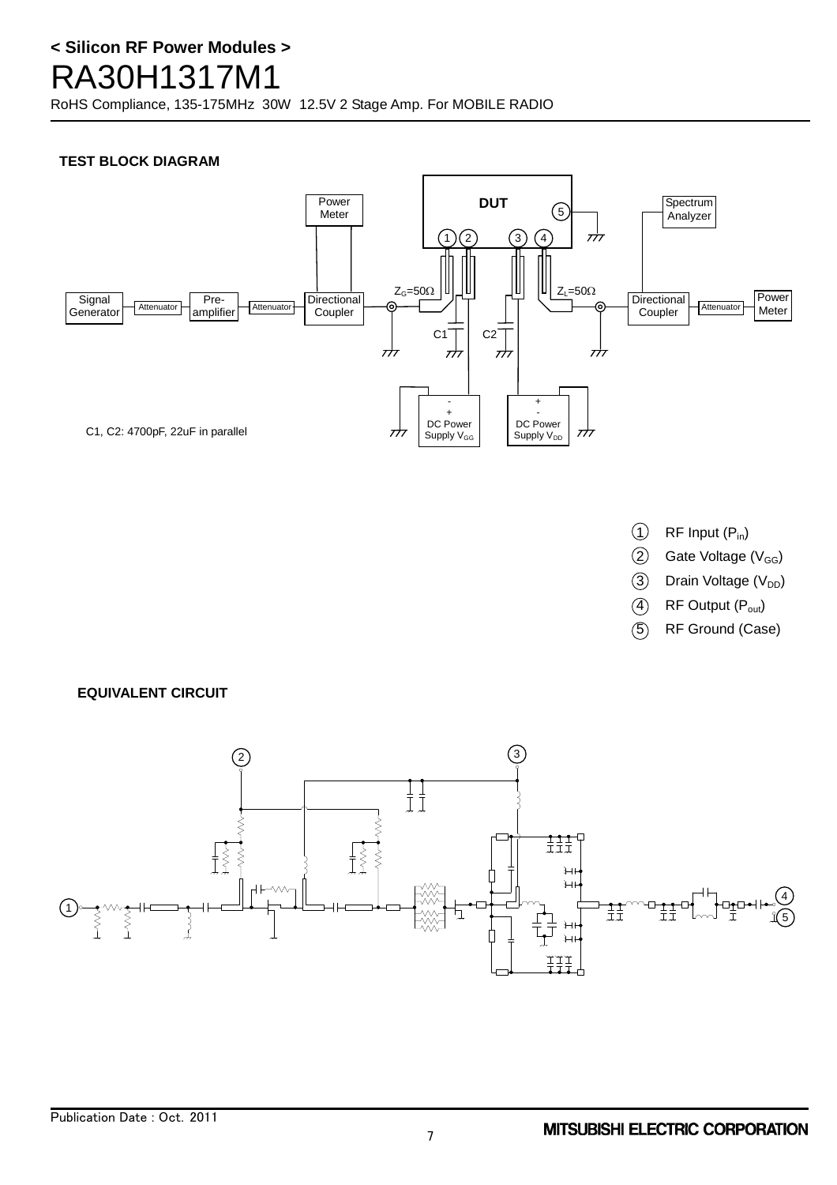## TEST BLOCK DIAGRAM

C1, C2: 4700pF, 22uF in parallel

1. RF Input ($P_{in}$)
2. Gate Voltage ($V_{GG}$)
3. Drain Voltage ($V_{DD}$)
4. RF Output ($P_{out}$)
5. RF Ground (Case)

## EQUIVALENT CIRCUIT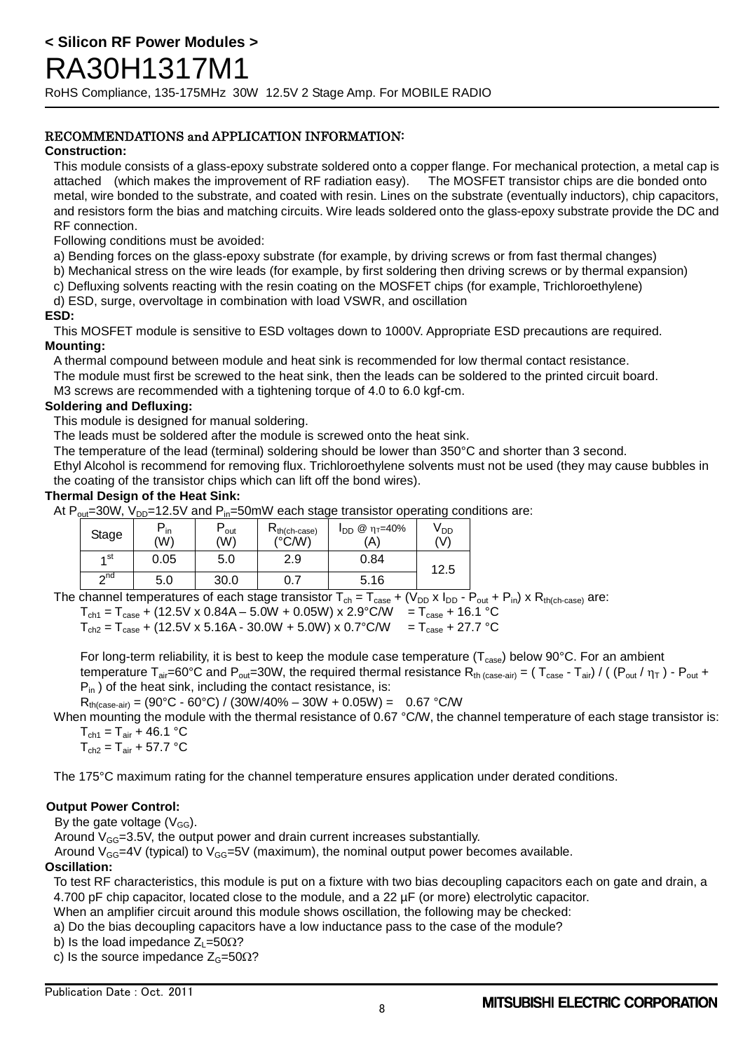## RECOMMENDATIONS and APPLICATION INFORMATION:

### Construction:

This module consists of a glass-epoxy substrate soldered onto a copper flange. For mechanical protection, a metal cap is attached (which makes the improvement of RF radiation easy). The MOSFET transistor chips are die bonded onto metal, wire bonded to the substrate, and coated with resin. Lines on the substrate (eventually inductors), chip capacitors, and resistors form the bias and matching circuits. Wire leads soldered onto the glass-epoxy substrate provide the DC and RF connection.

Following conditions must be avoided:

a) Bending forces on the glass-epoxy substrate (for example, by driving screws or from fast thermal changes)
b) Mechanical stress on the wire leads (for example, by first soldering then driving screws or by thermal expansion)
c) Defluxing solvents reacting with the resin coating on the MOSFET chips (for example, Trichloroethylene)
d) ESD, surge, overvoltage in combination with load VSWR, and oscillation

### ESD:

This MOSFET module is sensitive to ESD voltages down to 1000V. Appropriate ESD precautions are required.

### Mounting:

A thermal compound between module and heat sink is recommended for low thermal contact resistance.
The module must first be screwed to the heat sink, then the leads can be soldered to the printed circuit board.
M3 screws are recommended with a tightening torque of 4.0 to 6.0 kgf-cm.

### Soldering and Defluxing:

This module is designed for manual soldering.
The leads must be soldered after the module is screwed onto the heat sink.
The temperature of the lead (terminal) soldering should be lower than 350°C and shorter than 3 second.
Ethyl Alcohol is recommend for removing flux. Trichloroethylene solvents must not be used (they may cause bubbles in the coating of the transistor chips which can lift off the bond wires).

### Thermal Design of the Heat Sink:

At $P_{out}$=30W, $V_{DD}$=12.5V and $P_{in}$=50mW each stage transistor operating conditions are:

| Stage | $P_{in}$ (W) | $P_{out}$ (W) | $R_{th(ch-case)}$ (°C/W) | $I_{DD}$ @ $\eta_T$=40% (A) | $V_{DD}$ (V) |
|---|---|---|---|---|---|
| 1st | 0.05 | 5.0 | 2.9 | 0.84 | 12.5 |
| 2nd | 5.0 | 30.0 | 0.7 | 5.16 | |

The channel temperatures of each stage transistor $T_{ch} = T_{case} + (V_{DD} \times I_{DD} - P_{out} + P_{in}) \times R_{th(ch-case)}$ are:

$T_{ch1} = T_{case} + (12.5V \times 0.84A - 5.0W + 0.05W) \times 2.9°C/W = T_{case} + 16.1\ °C$
$T_{ch2} = T_{case} + (12.5V \times 5.16A - 30.0W + 5.0W) \times 0.7°C/W = T_{case} + 27.7\ °C$

For long-term reliability, it is best to keep the module case temperature ($T_{case}$) below 90°C. For an ambient temperature $T_{air}$=60°C and $P_{out}$=30W, the required thermal resistance $R_{th\ (case-air)} = ( T_{case} - T_{air}) / ( (P_{out} / \eta_T ) - P_{out} + P_{in} )$ of the heat sink, including the contact resistance, is:

$R_{th(case-air)} = (90°C - 60°C) / (30W/40\% – 30W + 0.05W) = 0.67\ °C/W$

When mounting the module with the thermal resistance of 0.67 °C/W, the channel temperature of each stage transistor is:

$T_{ch1} = T_{air} + 46.1\ °C$
$T_{ch2} = T_{air} + 57.7\ °C$

The 175°C maximum rating for the channel temperature ensures application under derated conditions.

### Output Power Control:

By the gate voltage ($V_{GG}$).
Around $V_{GG}$=3.5V, the output power and drain current increases substantially.
Around $V_{GG}$=4V (typical) to $V_{GG}$=5V (maximum), the nominal output power becomes available.

### Oscillation:

To test RF characteristics, this module is put on a fixture with two bias decoupling capacitors each on gate and drain, a 4.700 pF chip capacitor, located close to the module, and a 22 µF (or more) electrolytic capacitor.
When an amplifier circuit around this module shows oscillation, the following may be checked:

a) Do the bias decoupling capacitors have a low inductance pass to the case of the module?
b) Is the load impedance $Z_L$=50Ω?
c) Is the source impedance $Z_G$=50Ω?

Publication Date : Oct. 2011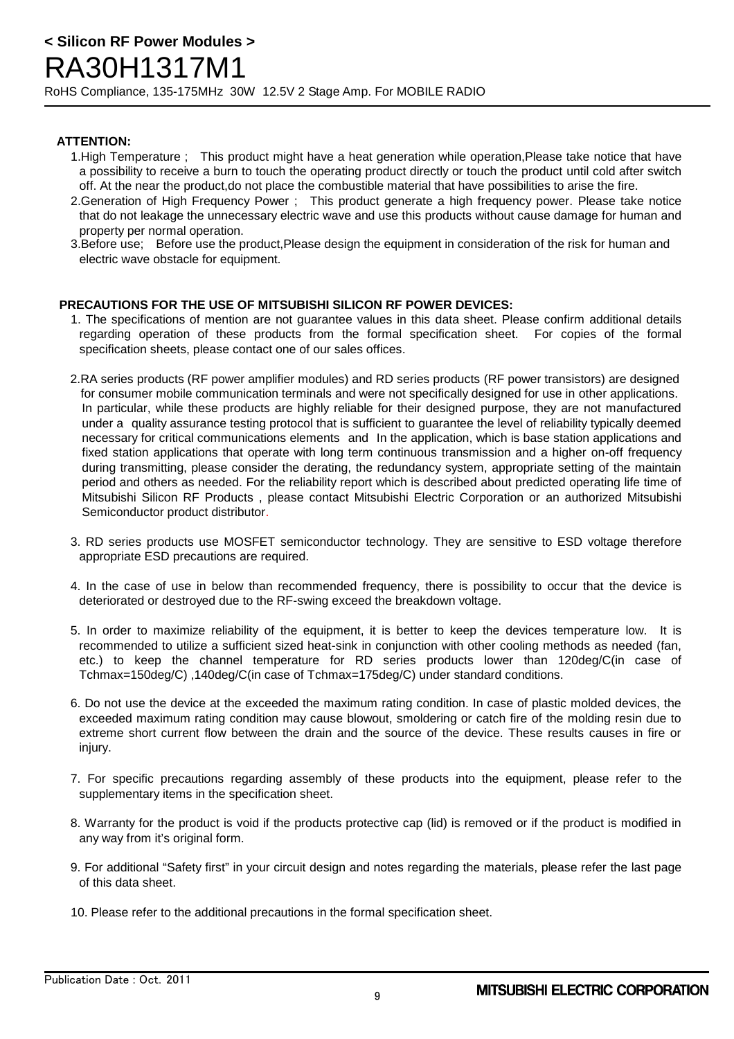**ATTENTION:**

1. High Temperature ; This product might have a heat generation while operation,Please take notice that have a possibility to receive a burn to touch the operating product directly or touch the product until cold after switch off. At the near the product,do not place the combustible material that have possibilities to arise the fire.
2. Generation of High Frequency Power ; This product generate a high frequency power. Please take notice that do not leakage the unnecessary electric wave and use this products without cause damage for human and property per normal operation.
3. Before use; Before use the product,Please design the equipment in consideration of the risk for human and electric wave obstacle for equipment.

**PRECAUTIONS FOR THE USE OF MITSUBISHI SILICON RF POWER DEVICES:**

1. The specifications of mention are not guarantee values in this data sheet. Please confirm additional details regarding operation of these products from the formal specification sheet. For copies of the formal specification sheets, please contact one of our sales offices.

2. RA series products (RF power amplifier modules) and RD series products (RF power transistors) are designed for consumer mobile communication terminals and were not specifically designed for use in other applications. In particular, while these products are highly reliable for their designed purpose, they are not manufactured under a quality assurance testing protocol that is sufficient to guarantee the level of reliability typically deemed necessary for critical communications elements and In the application, which is base station applications and fixed station applications that operate with long term continuous transmission and a higher on-off frequency during transmitting, please consider the derating, the redundancy system, appropriate setting of the maintain period and others as needed. For the reliability report which is described about predicted operating life time of Mitsubishi Silicon RF Products , please contact Mitsubishi Electric Corporation or an authorized Mitsubishi Semiconductor product distributor.

3. RD series products use MOSFET semiconductor technology. They are sensitive to ESD voltage therefore appropriate ESD precautions are required.

4. In the case of use in below than recommended frequency, there is possibility to occur that the device is deteriorated or destroyed due to the RF-swing exceed the breakdown voltage.

5. In order to maximize reliability of the equipment, it is better to keep the devices temperature low. It is recommended to utilize a sufficient sized heat-sink in conjunction with other cooling methods as needed (fan, etc.) to keep the channel temperature for RD series products lower than 120deg/C(in case of Tchmax=150deg/C) ,140deg/C(in case of Tchmax=175deg/C) under standard conditions.

6. Do not use the device at the exceeded the maximum rating condition. In case of plastic molded devices, the exceeded maximum rating condition may cause blowout, smoldering or catch fire of the molding resin due to extreme short current flow between the drain and the source of the device. These results causes in fire or injury.

7. For specific precautions regarding assembly of these products into the equipment, please refer to the supplementary items in the specification sheet.

8. Warranty for the product is void if the products protective cap (lid) is removed or if the product is modified in any way from it's original form.

9. For additional "Safety first" in your circuit design and notes regarding the materials, please refer the last page of this data sheet.

10. Please refer to the additional precautions in the formal specification sheet.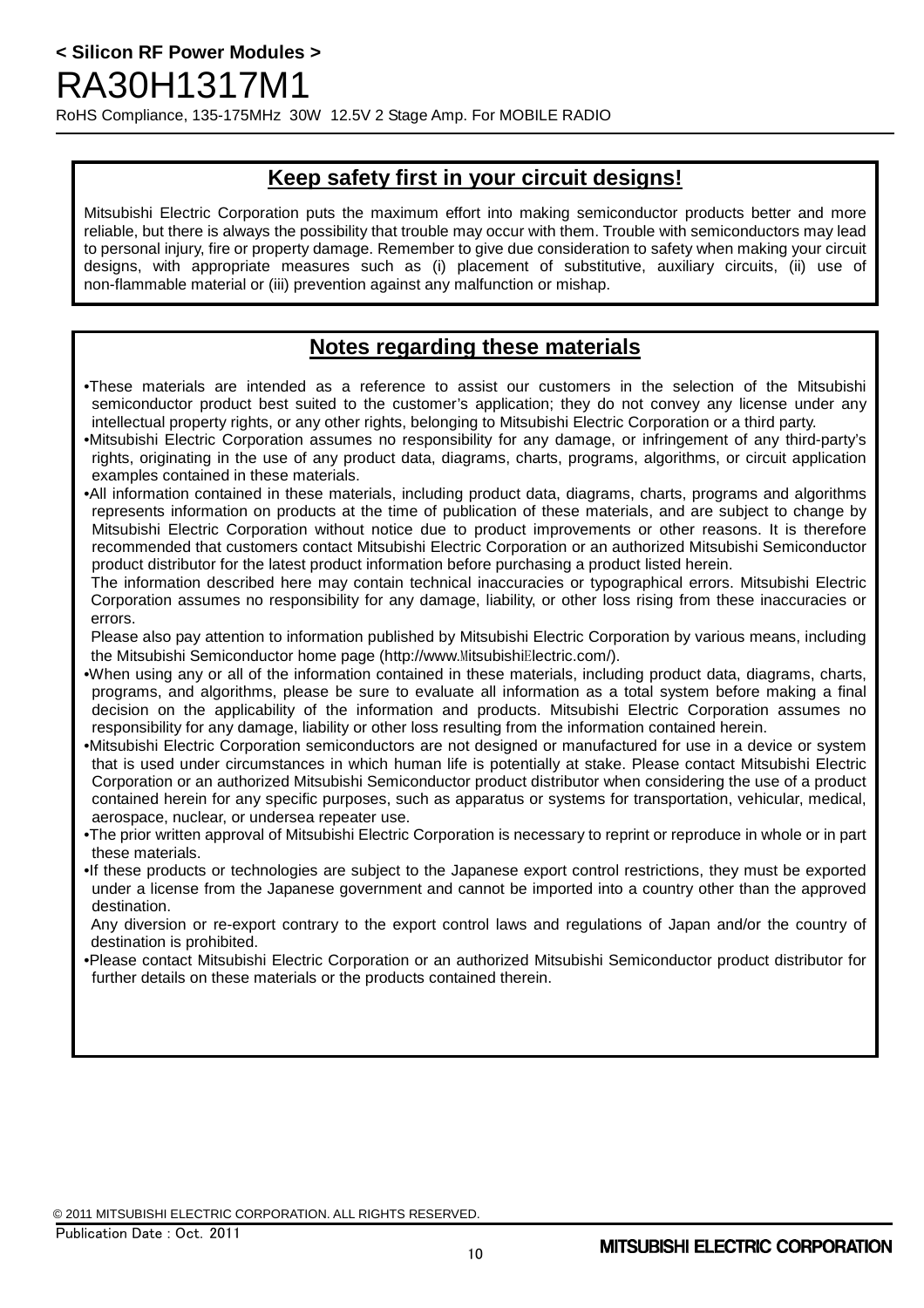## Keep safety first in your circuit designs!

Mitsubishi Electric Corporation puts the maximum effort into making semiconductor products better and more reliable, but there is always the possibility that trouble may occur with them. Trouble with semiconductors may lead to personal injury, fire or property damage. Remember to give due consideration to safety when making your circuit designs, with appropriate measures such as (i) placement of substitutive, auxiliary circuits, (ii) use of non-flammable material or (iii) prevention against any malfunction or mishap.

## Notes regarding these materials

- These materials are intended as a reference to assist our customers in the selection of the Mitsubishi semiconductor product best suited to the customer's application; they do not convey any license under any intellectual property rights, or any other rights, belonging to Mitsubishi Electric Corporation or a third party.
- Mitsubishi Electric Corporation assumes no responsibility for any damage, or infringement of any third-party's rights, originating in the use of any product data, diagrams, charts, programs, algorithms, or circuit application examples contained in these materials.
- All information contained in these materials, including product data, diagrams, charts, programs and algorithms represents information on products at the time of publication of these materials, and are subject to change by Mitsubishi Electric Corporation without notice due to product improvements or other reasons. It is therefore recommended that customers contact Mitsubishi Electric Corporation or an authorized Mitsubishi Semiconductor product distributor for the latest product information before purchasing a product listed herein.

  The information described here may contain technical inaccuracies or typographical errors. Mitsubishi Electric Corporation assumes no responsibility for any damage, liability, or other loss rising from these inaccuracies or errors.

  Please also pay attention to information published by Mitsubishi Electric Corporation by various means, including the Mitsubishi Semiconductor home page (http://www.MitsubishiElectric.com/).
- When using any or all of the information contained in these materials, including product data, diagrams, charts, programs, and algorithms, please be sure to evaluate all information as a total system before making a final decision on the applicability of the information and products. Mitsubishi Electric Corporation assumes no responsibility for any damage, liability or other loss resulting from the information contained herein.
- Mitsubishi Electric Corporation semiconductors are not designed or manufactured for use in a device or system that is used under circumstances in which human life is potentially at stake. Please contact Mitsubishi Electric Corporation or an authorized Mitsubishi Semiconductor product distributor when considering the use of a product contained herein for any specific purposes, such as apparatus or systems for transportation, vehicular, medical, aerospace, nuclear, or undersea repeater use.
- The prior written approval of Mitsubishi Electric Corporation is necessary to reprint or reproduce in whole or in part these materials.
- If these products or technologies are subject to the Japanese export control restrictions, they must be exported under a license from the Japanese government and cannot be imported into a country other than the approved destination.

  Any diversion or re-export contrary to the export control laws and regulations of Japan and/or the country of destination is prohibited.
- Please contact Mitsubishi Electric Corporation or an authorized Mitsubishi Semiconductor product distributor for further details on these materials or the products contained therein.